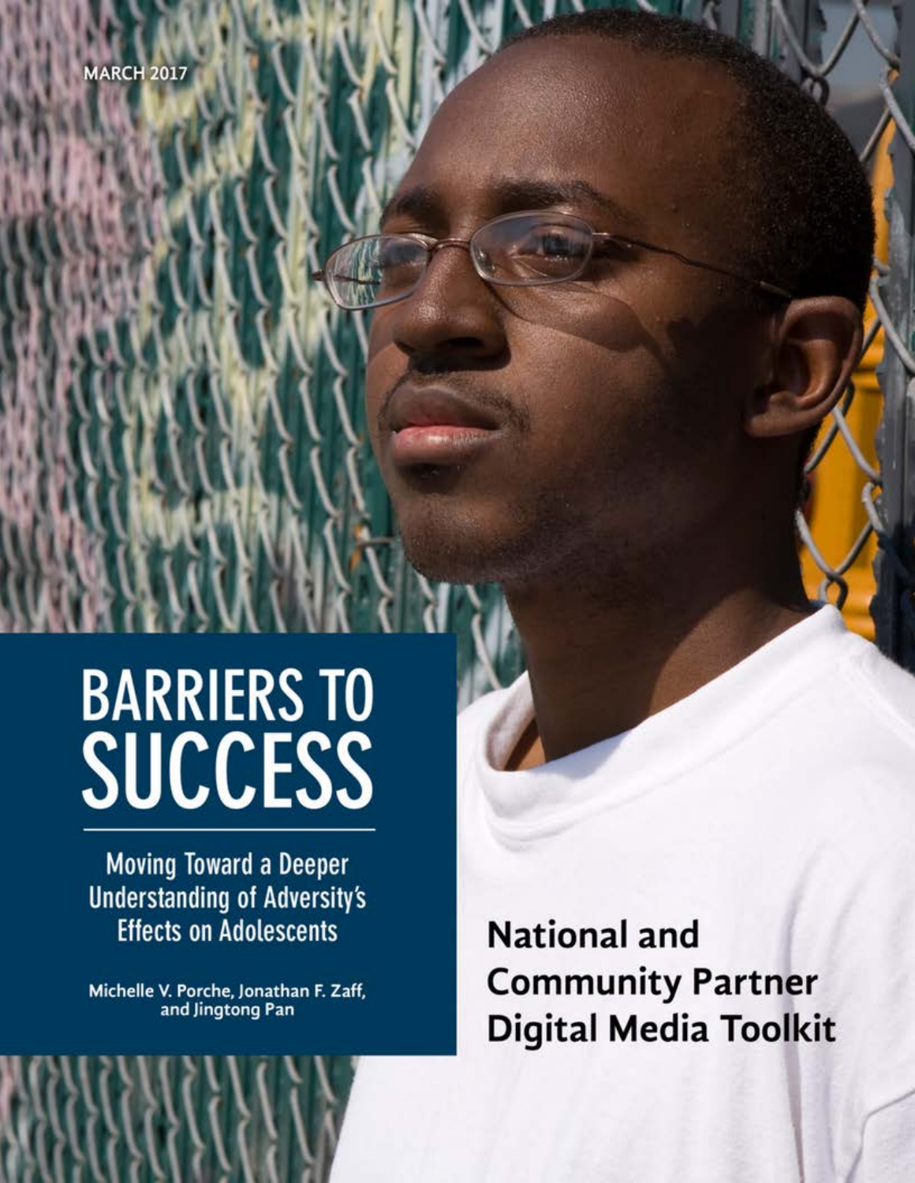MARCH 2017

# BARRIERS TO SUCCESS

## Moving Toward a Deeper Understanding of Adversity's Effects on Adolescents

Michelle V. Porche, Jonathan F. Zaff, and Jingtong Pan

**National and Community Partner Digital Media Toolkit**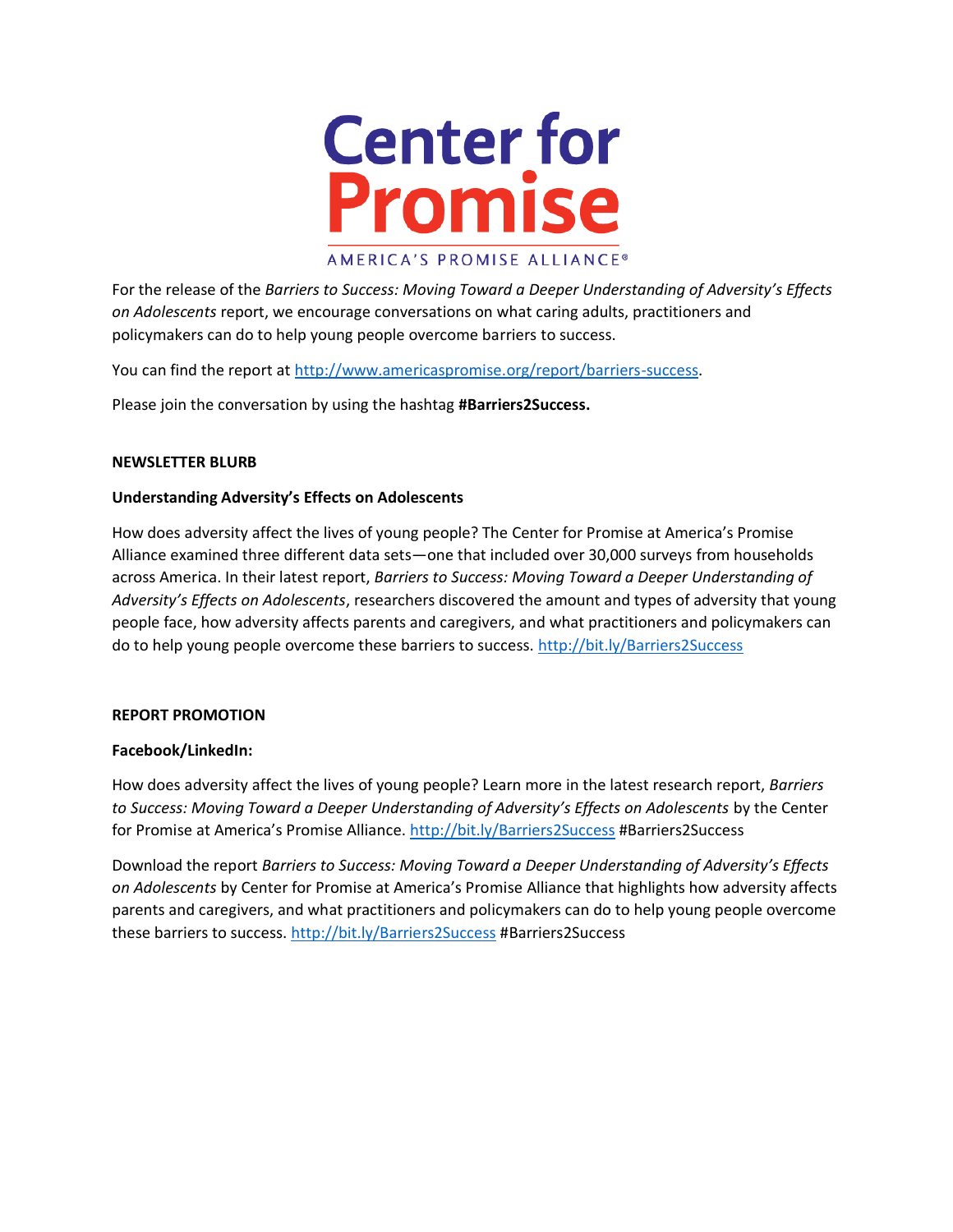# Center for Promise

AMERICA'S PROMISE ALLIANCE®

For the release of the *Barriers to Success: Moving Toward a Deeper Understanding of Adversity's Effects on Adolescents* report, we encourage conversations on what caring adults, practitioners and policymakers can do to help young people overcome barriers to success.

You can find the report at http://www.americaspromise.org/report/barriers-success.

Please join the conversation by using the hashtag **#Barriers2Success.**

**NEWSLETTER BLURB**

**Understanding Adversity's Effects on Adolescents**

How does adversity affect the lives of young people? The Center for Promise at America's Promise Alliance examined three different data sets—one that included over 30,000 surveys from households across America. In their latest report, *Barriers to Success: Moving Toward a Deeper Understanding of Adversity's Effects on Adolescents*, researchers discovered the amount and types of adversity that young people face, how adversity affects parents and caregivers, and what practitioners and policymakers can do to help young people overcome these barriers to success. http://bit.ly/Barriers2Success

**REPORT PROMOTION**

**Facebook/LinkedIn:**

How does adversity affect the lives of young people? Learn more in the latest research report, *Barriers to Success: Moving Toward a Deeper Understanding of Adversity's Effects on Adolescents* by the Center for Promise at America's Promise Alliance. http://bit.ly/Barriers2Success #Barriers2Success

Download the report *Barriers to Success: Moving Toward a Deeper Understanding of Adversity's Effects on Adolescents* by Center for Promise at America's Promise Alliance that highlights how adversity affects parents and caregivers, and what practitioners and policymakers can do to help young people overcome these barriers to success. http://bit.ly/Barriers2Success #Barriers2Success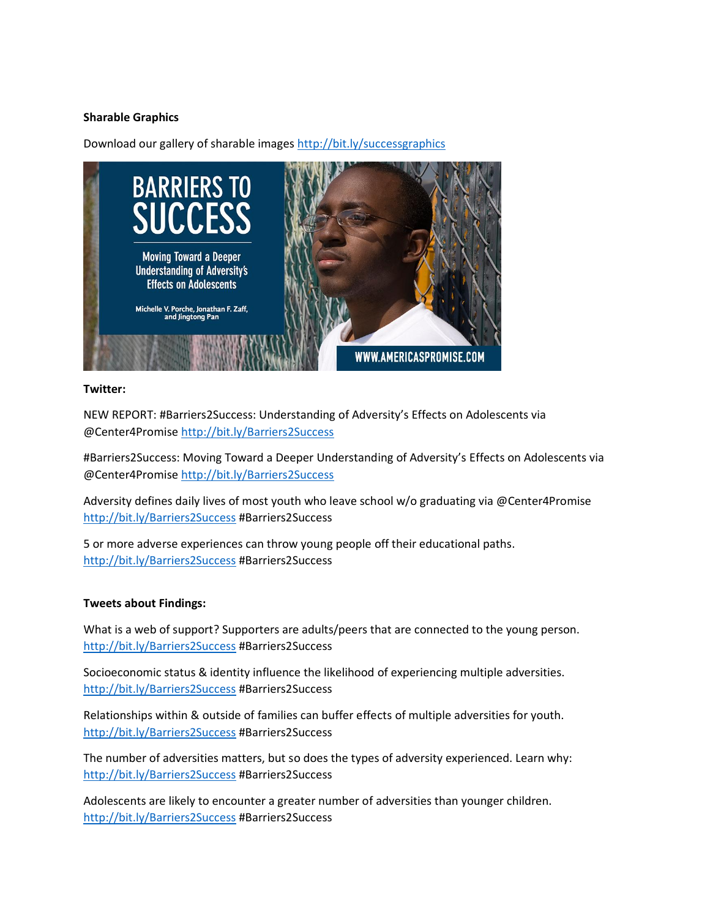**Sharable Graphics**

Download our gallery of sharable images http://bit.ly/successgraphics

**Twitter:**

NEW REPORT: #Barriers2Success: Understanding of Adversity's Effects on Adolescents via @Center4Promise http://bit.ly/Barriers2Success

#Barriers2Success: Moving Toward a Deeper Understanding of Adversity's Effects on Adolescents via @Center4Promise http://bit.ly/Barriers2Success

Adversity defines daily lives of most youth who leave school w/o graduating via @Center4Promise http://bit.ly/Barriers2Success #Barriers2Success

5 or more adverse experiences can throw young people off their educational paths. http://bit.ly/Barriers2Success #Barriers2Success

**Tweets about Findings:**

What is a web of support? Supporters are adults/peers that are connected to the young person. http://bit.ly/Barriers2Success #Barriers2Success

Socioeconomic status & identity influence the likelihood of experiencing multiple adversities. http://bit.ly/Barriers2Success #Barriers2Success

Relationships within & outside of families can buffer effects of multiple adversities for youth. http://bit.ly/Barriers2Success #Barriers2Success

The number of adversities matters, but so does the types of adversity experienced. Learn why: http://bit.ly/Barriers2Success #Barriers2Success

Adolescents are likely to encounter a greater number of adversities than younger children. http://bit.ly/Barriers2Success #Barriers2Success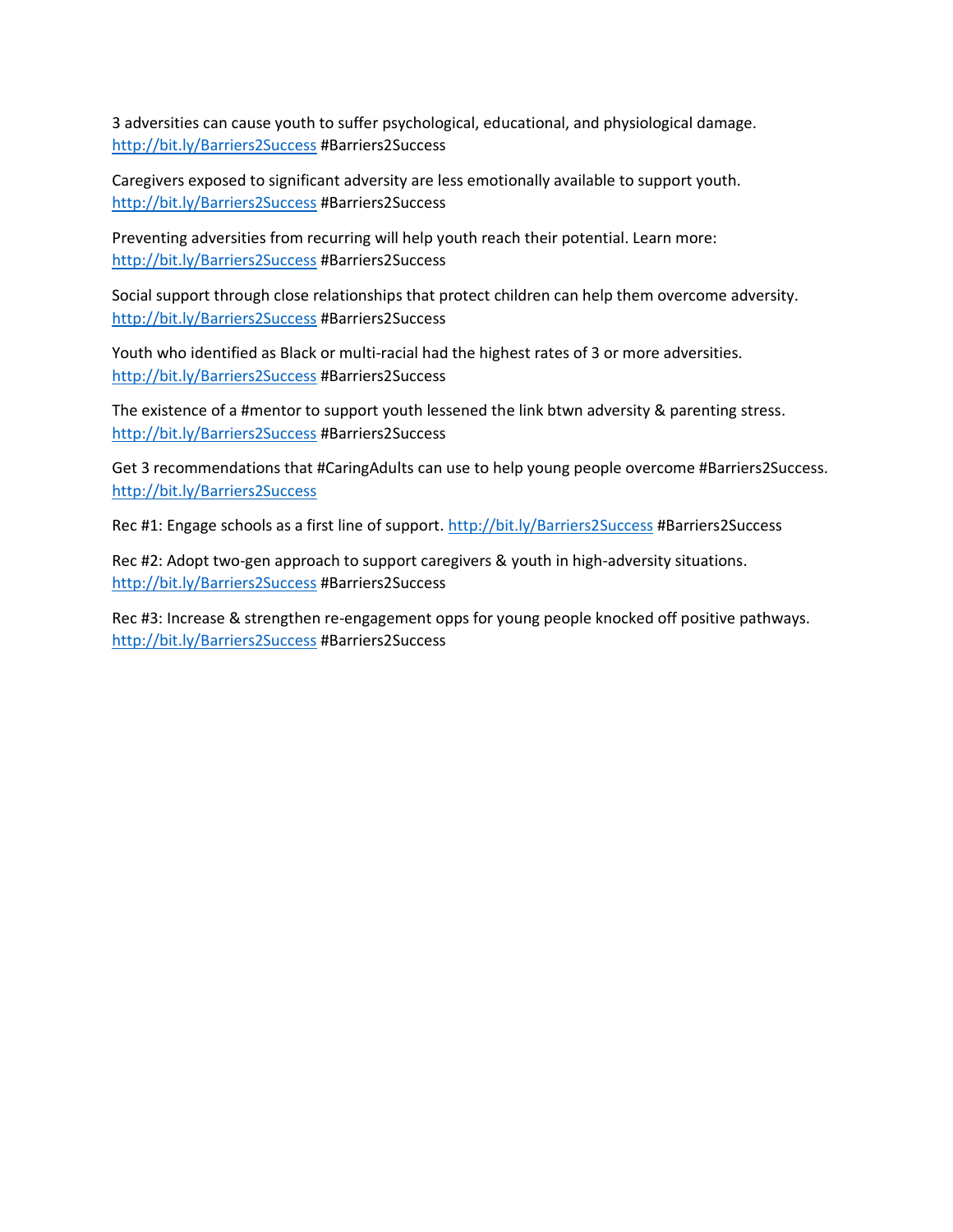3 adversities can cause youth to suffer psychological, educational, and physiological damage. http://bit.ly/Barriers2Success #Barriers2Success

Caregivers exposed to significant adversity are less emotionally available to support youth. http://bit.ly/Barriers2Success #Barriers2Success

Preventing adversities from recurring will help youth reach their potential. Learn more: http://bit.ly/Barriers2Success #Barriers2Success

Social support through close relationships that protect children can help them overcome adversity. http://bit.ly/Barriers2Success #Barriers2Success

Youth who identified as Black or multi-racial had the highest rates of 3 or more adversities. http://bit.ly/Barriers2Success #Barriers2Success

The existence of a #mentor to support youth lessened the link btwn adversity & parenting stress. http://bit.ly/Barriers2Success #Barriers2Success

Get 3 recommendations that #CaringAdults can use to help young people overcome #Barriers2Success. http://bit.ly/Barriers2Success

Rec #1: Engage schools as a first line of support. http://bit.ly/Barriers2Success #Barriers2Success

Rec #2: Adopt two-gen approach to support caregivers & youth in high-adversity situations. http://bit.ly/Barriers2Success #Barriers2Success

Rec #3: Increase & strengthen re-engagement opps for young people knocked off positive pathways. http://bit.ly/Barriers2Success #Barriers2Success